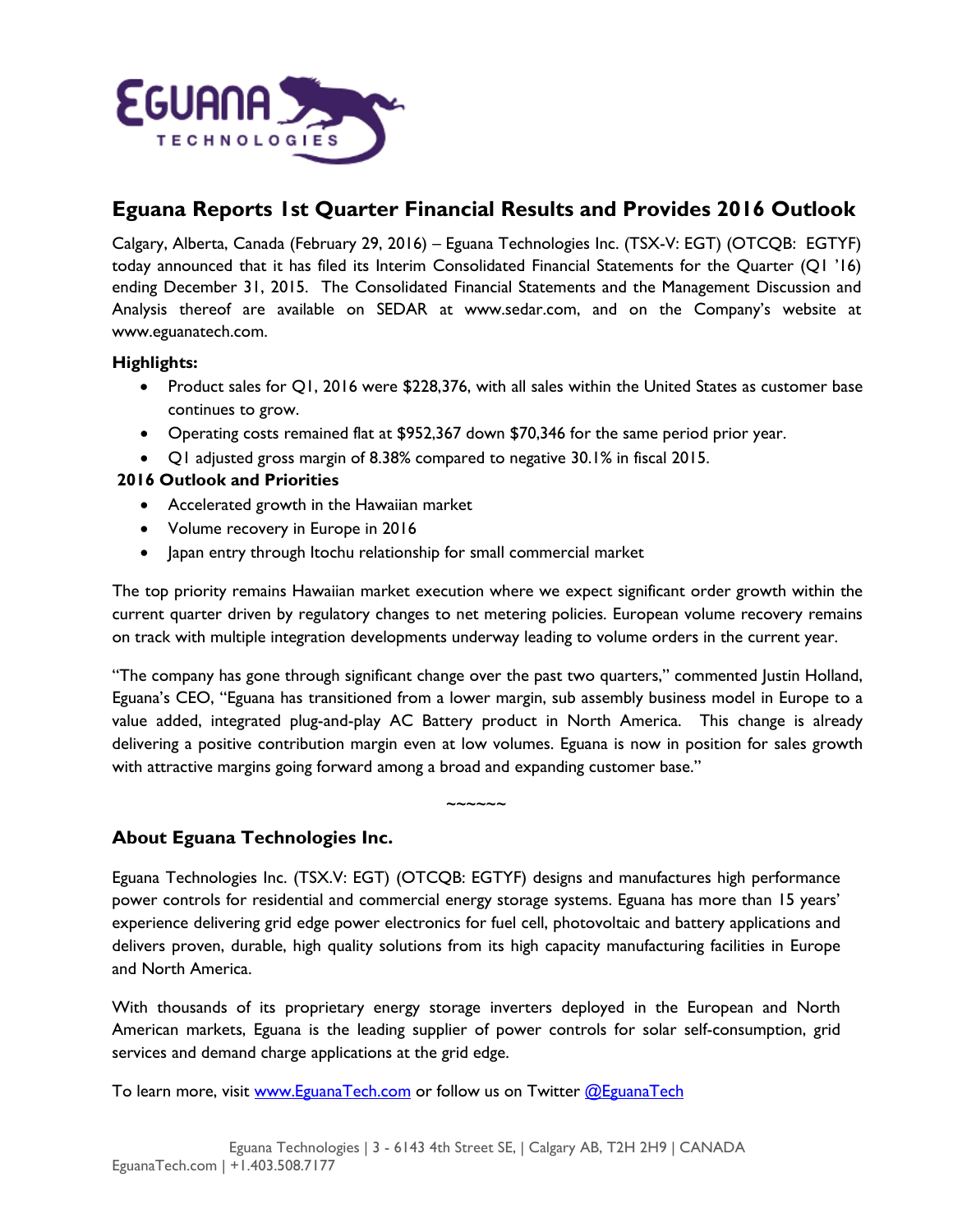# Eguana Reports 1st Quarter Financial Results and Provides 2016 Outlook

Calgary, Alberta, Canada (February 29, 2016) – Eguana Technologies Inc. (TSX-V: EGT) (OTCQB: EGTYF) today announced that it has filed its Interim Consolidated Financial Statements for the Quarter (Q1 '16) ending December 31, 2015. The Consolidated Financial Statements and the Management Discussion and Analysis thereof are available on SEDAR at www.sedar.com, and on the Company's website at www.eguanatech.com.

**Highlights:**

- Product sales for Q1, 2016 were $228,376, with all sales within the United States as customer base continues to grow.
- Operating costs remained flat at $952,367 down $70,346 for the same period prior year.
- Q1 adjusted gross margin of 8.38% compared to negative 30.1% in fiscal 2015.

**2016 Outlook and Priorities**

- Accelerated growth in the Hawaiian market
- Volume recovery in Europe in 2016
- Japan entry through Itochu relationship for small commercial market

The top priority remains Hawaiian market execution where we expect significant order growth within the current quarter driven by regulatory changes to net metering policies. European volume recovery remains on track with multiple integration developments underway leading to volume orders in the current year.

"The company has gone through significant change over the past two quarters," commented Justin Holland, Eguana's CEO, "Eguana has transitioned from a lower margin, sub assembly business model in Europe to a value added, integrated plug-and-play AC Battery product in North America. This change is already delivering a positive contribution margin even at low volumes. Eguana is now in position for sales growth with attractive margins going forward among a broad and expanding customer base."

~~~~~~

## About Eguana Technologies Inc.

Eguana Technologies Inc. (TSX.V: EGT) (OTCQB: EGTYF) designs and manufactures high performance power controls for residential and commercial energy storage systems. Eguana has more than 15 years' experience delivering grid edge power electronics for fuel cell, photovoltaic and battery applications and delivers proven, durable, high quality solutions from its high capacity manufacturing facilities in Europe and North America.

With thousands of its proprietary energy storage inverters deployed in the European and North American markets, Eguana is the leading supplier of power controls for solar self-consumption, grid services and demand charge applications at the grid edge.

To learn more, visit www.EguanaTech.com or follow us on Twitter @EguanaTech

Eguana Technologies | 3 - 6143 4th Street SE, | Calgary AB, T2H 2H9 | CANADA
EguanaTech.com | +1.403.508.7177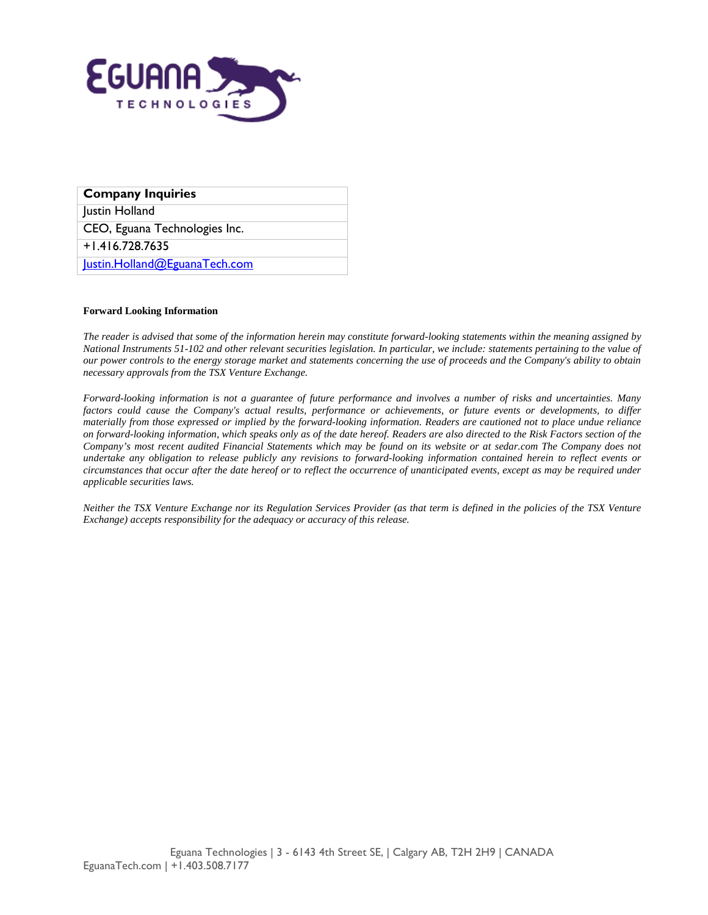| Company Inquiries |
| --- |
| Justin Holland |
| CEO, Eguana Technologies Inc. |
| +1.416.728.7635 |
| Justin.Holland@EguanaTech.com |

**Forward Looking Information**

*The reader is advised that some of the information herein may constitute forward-looking statements within the meaning assigned by National Instruments 51-102 and other relevant securities legislation. In particular, we include: statements pertaining to the value of our power controls to the energy storage market and statements concerning the use of proceeds and the Company's ability to obtain necessary approvals from the TSX Venture Exchange.*

*Forward-looking information is not a guarantee of future performance and involves a number of risks and uncertainties. Many factors could cause the Company's actual results, performance or achievements, or future events or developments, to differ materially from those expressed or implied by the forward-looking information. Readers are cautioned not to place undue reliance on forward-looking information, which speaks only as of the date hereof. Readers are also directed to the Risk Factors section of the Company's most recent audited Financial Statements which may be found on its website or at sedar.com The Company does not undertake any obligation to release publicly any revisions to forward-looking information contained herein to reflect events or circumstances that occur after the date hereof or to reflect the occurrence of unanticipated events, except as may be required under applicable securities laws.*

*Neither the TSX Venture Exchange nor its Regulation Services Provider (as that term is defined in the policies of the TSX Venture Exchange) accepts responsibility for the adequacy or accuracy of this release.*

Eguana Technologies | 3 - 6143 4th Street SE, | Calgary AB, T2H 2H9 | CANADA
EguanaTech.com | +1.403.508.7177